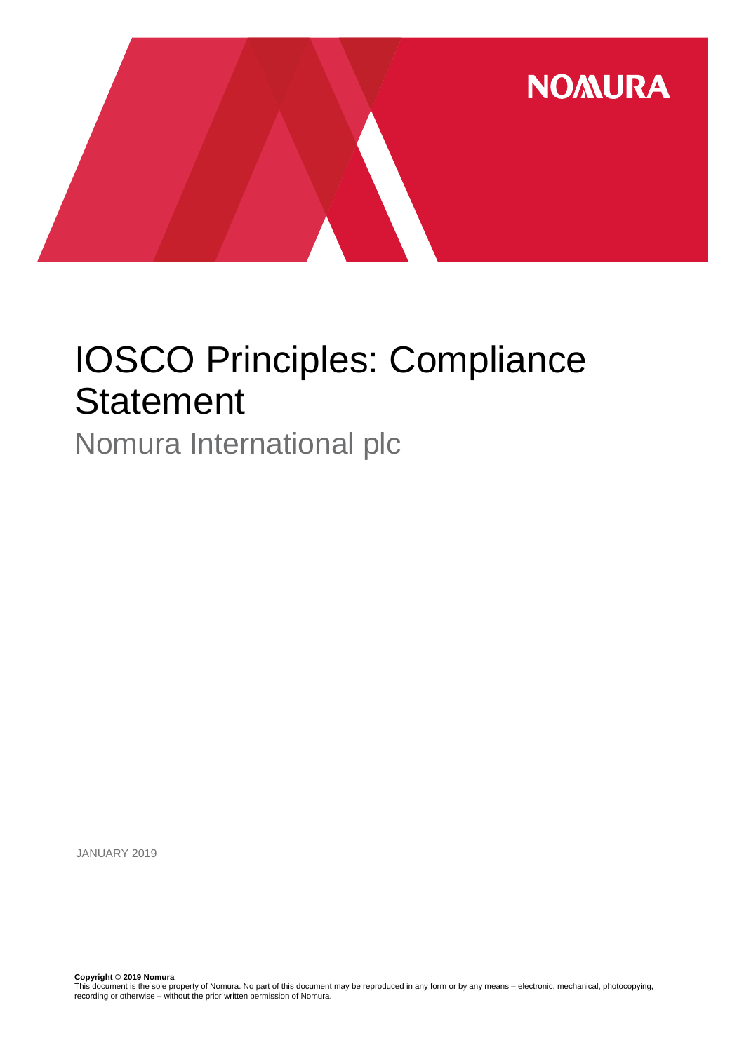# IOSCO Principles: Compliance Statement

## Nomura International plc

JANUARY 2019

**Copyright © 2019 Nomura**
This document is the sole property of Nomura. No part of this document may be reproduced in any form or by any means – electronic, mechanical, photocopying, recording or otherwise – without the prior written permission of Nomura.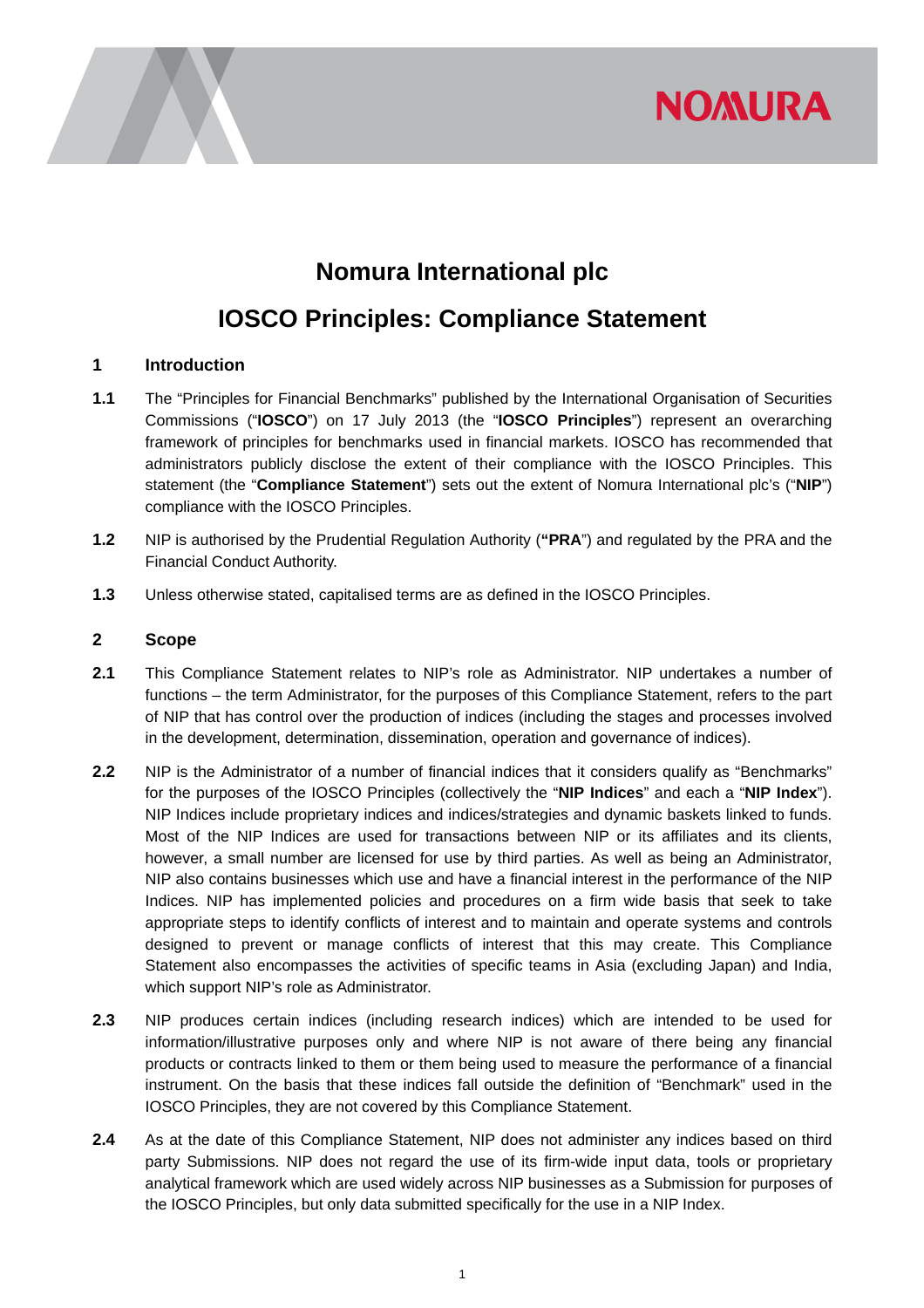# Nomura International plc

## IOSCO Principles: Compliance Statement

### 1 Introduction

**1.1** The "Principles for Financial Benchmarks" published by the International Organisation of Securities Commissions ("**IOSCO**") on 17 July 2013 (the "**IOSCO Principles**") represent an overarching framework of principles for benchmarks used in financial markets. IOSCO has recommended that administrators publicly disclose the extent of their compliance with the IOSCO Principles. This statement (the "**Compliance Statement**") sets out the extent of Nomura International plc's ("**NIP**") compliance with the IOSCO Principles.

**1.2** NIP is authorised by the Prudential Regulation Authority (**"PRA**") and regulated by the PRA and the Financial Conduct Authority.

**1.3** Unless otherwise stated, capitalised terms are as defined in the IOSCO Principles.

### 2 Scope

**2.1** This Compliance Statement relates to NIP's role as Administrator. NIP undertakes a number of functions – the term Administrator, for the purposes of this Compliance Statement, refers to the part of NIP that has control over the production of indices (including the stages and processes involved in the development, determination, dissemination, operation and governance of indices).

**2.2** NIP is the Administrator of a number of financial indices that it considers qualify as "Benchmarks" for the purposes of the IOSCO Principles (collectively the "**NIP Indices**" and each a "**NIP Index**"). NIP Indices include proprietary indices and indices/strategies and dynamic baskets linked to funds. Most of the NIP Indices are used for transactions between NIP or its affiliates and its clients, however, a small number are licensed for use by third parties. As well as being an Administrator, NIP also contains businesses which use and have a financial interest in the performance of the NIP Indices. NIP has implemented policies and procedures on a firm wide basis that seek to take appropriate steps to identify conflicts of interest and to maintain and operate systems and controls designed to prevent or manage conflicts of interest that this may create. This Compliance Statement also encompasses the activities of specific teams in Asia (excluding Japan) and India, which support NIP's role as Administrator.

**2.3** NIP produces certain indices (including research indices) which are intended to be used for information/illustrative purposes only and where NIP is not aware of there being any financial products or contracts linked to them or them being used to measure the performance of a financial instrument. On the basis that these indices fall outside the definition of "Benchmark" used in the IOSCO Principles, they are not covered by this Compliance Statement.

**2.4** As at the date of this Compliance Statement, NIP does not administer any indices based on third party Submissions. NIP does not regard the use of its firm-wide input data, tools or proprietary analytical framework which are used widely across NIP businesses as a Submission for purposes of the IOSCO Principles, but only data submitted specifically for the use in a NIP Index.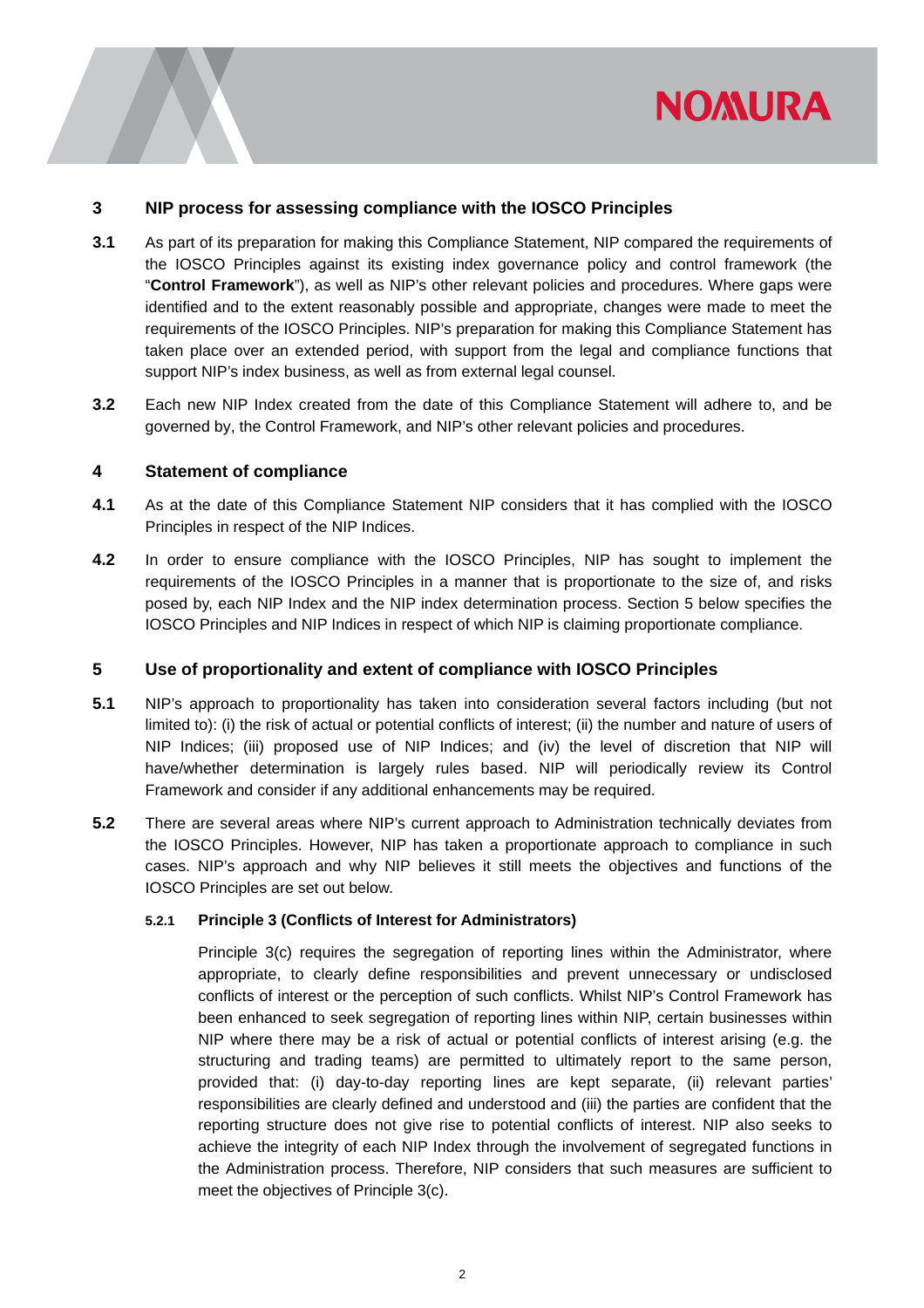## 3 NIP process for assessing compliance with the IOSCO Principles

**3.1** As part of its preparation for making this Compliance Statement, NIP compared the requirements of the IOSCO Principles against its existing index governance policy and control framework (the "**Control Framework**"), as well as NIP's other relevant policies and procedures. Where gaps were identified and to the extent reasonably possible and appropriate, changes were made to meet the requirements of the IOSCO Principles. NIP's preparation for making this Compliance Statement has taken place over an extended period, with support from the legal and compliance functions that support NIP's index business, as well as from external legal counsel.

**3.2** Each new NIP Index created from the date of this Compliance Statement will adhere to, and be governed by, the Control Framework, and NIP's other relevant policies and procedures.

## 4 Statement of compliance

**4.1** As at the date of this Compliance Statement NIP considers that it has complied with the IOSCO Principles in respect of the NIP Indices.

**4.2** In order to ensure compliance with the IOSCO Principles, NIP has sought to implement the requirements of the IOSCO Principles in a manner that is proportionate to the size of, and risks posed by, each NIP Index and the NIP index determination process. Section 5 below specifies the IOSCO Principles and NIP Indices in respect of which NIP is claiming proportionate compliance.

## 5 Use of proportionality and extent of compliance with IOSCO Principles

**5.1** NIP's approach to proportionality has taken into consideration several factors including (but not limited to): (i) the risk of actual or potential conflicts of interest; (ii) the number and nature of users of NIP Indices; (iii) proposed use of NIP Indices; and (iv) the level of discretion that NIP will have/whether determination is largely rules based. NIP will periodically review its Control Framework and consider if any additional enhancements may be required.

**5.2** There are several areas where NIP's current approach to Administration technically deviates from the IOSCO Principles. However, NIP has taken a proportionate approach to compliance in such cases. NIP's approach and why NIP believes it still meets the objectives and functions of the IOSCO Principles are set out below.

### 5.2.1 Principle 3 (Conflicts of Interest for Administrators)

Principle 3(c) requires the segregation of reporting lines within the Administrator, where appropriate, to clearly define responsibilities and prevent unnecessary or undisclosed conflicts of interest or the perception of such conflicts. Whilst NIP's Control Framework has been enhanced to seek segregation of reporting lines within NIP, certain businesses within NIP where there may be a risk of actual or potential conflicts of interest arising (e.g. the structuring and trading teams) are permitted to ultimately report to the same person, provided that: (i) day-to-day reporting lines are kept separate, (ii) relevant parties' responsibilities are clearly defined and understood and (iii) the parties are confident that the reporting structure does not give rise to potential conflicts of interest. NIP also seeks to achieve the integrity of each NIP Index through the involvement of segregated functions in the Administration process. Therefore, NIP considers that such measures are sufficient to meet the objectives of Principle 3(c).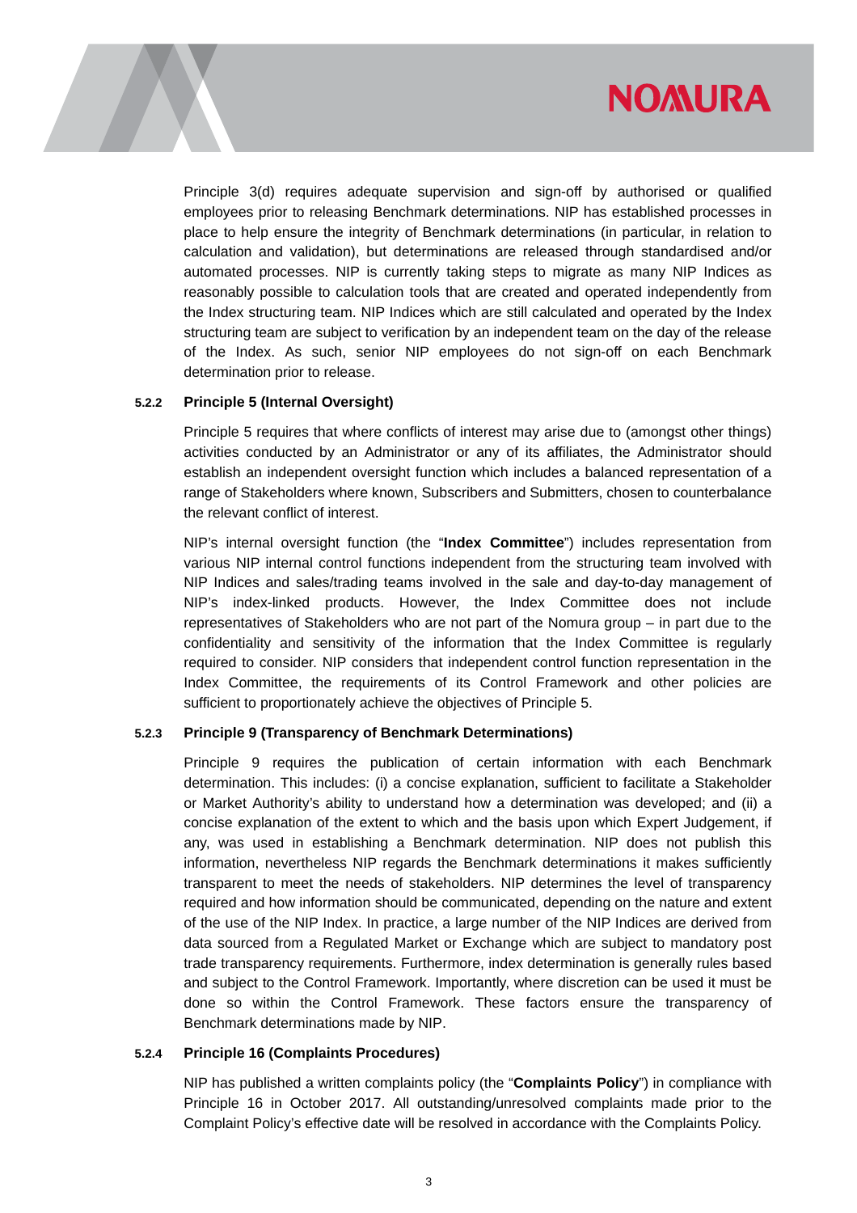Principle 3(d) requires adequate supervision and sign-off by authorised or qualified employees prior to releasing Benchmark determinations. NIP has established processes in place to help ensure the integrity of Benchmark determinations (in particular, in relation to calculation and validation), but determinations are released through standardised and/or automated processes. NIP is currently taking steps to migrate as many NIP Indices as reasonably possible to calculation tools that are created and operated independently from the Index structuring team. NIP Indices which are still calculated and operated by the Index structuring team are subject to verification by an independent team on the day of the release of the Index. As such, senior NIP employees do not sign-off on each Benchmark determination prior to release.

#### 5.2.2 Principle 5 (Internal Oversight)

Principle 5 requires that where conflicts of interest may arise due to (amongst other things) activities conducted by an Administrator or any of its affiliates, the Administrator should establish an independent oversight function which includes a balanced representation of a range of Stakeholders where known, Subscribers and Submitters, chosen to counterbalance the relevant conflict of interest.

NIP's internal oversight function (the "**Index Committee**") includes representation from various NIP internal control functions independent from the structuring team involved with NIP Indices and sales/trading teams involved in the sale and day-to-day management of NIP's index-linked products. However, the Index Committee does not include representatives of Stakeholders who are not part of the Nomura group – in part due to the confidentiality and sensitivity of the information that the Index Committee is regularly required to consider. NIP considers that independent control function representation in the Index Committee, the requirements of its Control Framework and other policies are sufficient to proportionately achieve the objectives of Principle 5.

#### 5.2.3 Principle 9 (Transparency of Benchmark Determinations)

Principle 9 requires the publication of certain information with each Benchmark determination. This includes: (i) a concise explanation, sufficient to facilitate a Stakeholder or Market Authority's ability to understand how a determination was developed; and (ii) a concise explanation of the extent to which and the basis upon which Expert Judgement, if any, was used in establishing a Benchmark determination. NIP does not publish this information, nevertheless NIP regards the Benchmark determinations it makes sufficiently transparent to meet the needs of stakeholders. NIP determines the level of transparency required and how information should be communicated, depending on the nature and extent of the use of the NIP Index. In practice, a large number of the NIP Indices are derived from data sourced from a Regulated Market or Exchange which are subject to mandatory post trade transparency requirements. Furthermore, index determination is generally rules based and subject to the Control Framework. Importantly, where discretion can be used it must be done so within the Control Framework. These factors ensure the transparency of Benchmark determinations made by NIP.

#### 5.2.4 Principle 16 (Complaints Procedures)

NIP has published a written complaints policy (the "**Complaints Policy**") in compliance with Principle 16 in October 2017. All outstanding/unresolved complaints made prior to the Complaint Policy's effective date will be resolved in accordance with the Complaints Policy.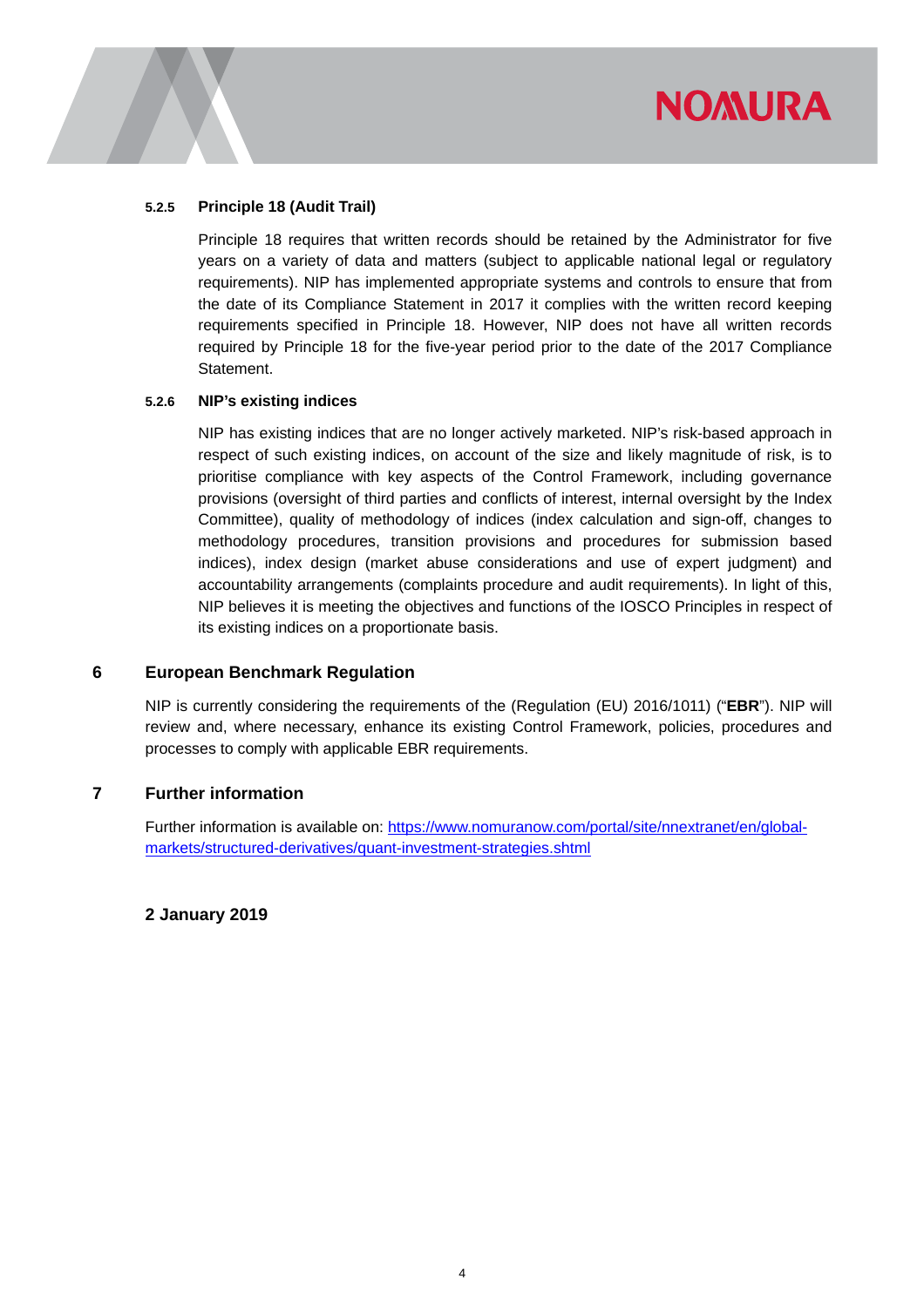#### 5.2.5 Principle 18 (Audit Trail)

Principle 18 requires that written records should be retained by the Administrator for five years on a variety of data and matters (subject to applicable national legal or regulatory requirements). NIP has implemented appropriate systems and controls to ensure that from the date of its Compliance Statement in 2017 it complies with the written record keeping requirements specified in Principle 18. However, NIP does not have all written records required by Principle 18 for the five-year period prior to the date of the 2017 Compliance Statement.

#### 5.2.6 NIP's existing indices

NIP has existing indices that are no longer actively marketed. NIP's risk-based approach in respect of such existing indices, on account of the size and likely magnitude of risk, is to prioritise compliance with key aspects of the Control Framework, including governance provisions (oversight of third parties and conflicts of interest, internal oversight by the Index Committee), quality of methodology of indices (index calculation and sign-off, changes to methodology procedures, transition provisions and procedures for submission based indices), index design (market abuse considerations and use of expert judgment) and accountability arrangements (complaints procedure and audit requirements). In light of this, NIP believes it is meeting the objectives and functions of the IOSCO Principles in respect of its existing indices on a proportionate basis.

## 6 European Benchmark Regulation

NIP is currently considering the requirements of the (Regulation (EU) 2016/1011) ("**EBR**"). NIP will review and, where necessary, enhance its existing Control Framework, policies, procedures and processes to comply with applicable EBR requirements.

## 7 Further information

Further information is available on: https://www.nomuranow.com/portal/site/nnextranet/en/global-markets/structured-derivatives/quant-investment-strategies.shtml

**2 January 2019**